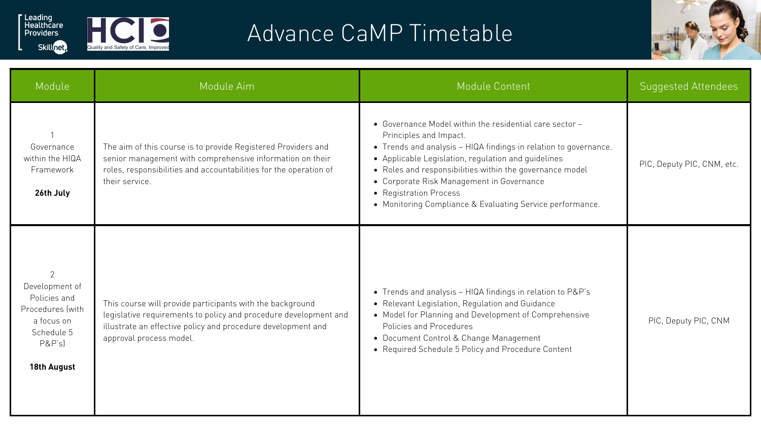# Advance CaMP Timetable

| Module | Module Aim | Module Content | Suggested Attendees |
|---|---|---|---|
| 1<br>Governance within the HIQA Framework<br><br>**26th July** | The aim of this course is to provide Registered Providers and senior management with comprehensive information on their roles, responsibilities and accountabilities for the operation of their service. | • Governance Model within the residential care sector – Principles and Impact.<br>• Trends and analysis – HIQA findings in relation to governance.<br>• Applicable Legislation, regulation and guidelines<br>• Roles and responsibilities within the governance model<br>• Corporate Risk Management in Governance<br>• Registration Process<br>• Monitoring Compliance & Evaluating Service performance. | PIC, Deputy PIC, CNM, etc. |
| 2<br>Development of Policies and Procedures (with a focus on Schedule 5 P&P's)<br><br>**18th August** | This course will provide participants with the background legislative requirements to policy and procedure development and illustrate an effective policy and procedure development and approval process model. | • Trends and analysis – HIQA findings in relation to P&P's<br>• Relevant Legislation, Regulation and Guidance<br>• Model for Planning and Development of Comprehensive Policies and Procedures<br>• Document Control & Change Management<br>• Required Schedule 5 Policy and Procedure Content | PIC, Deputy PIC, CNM |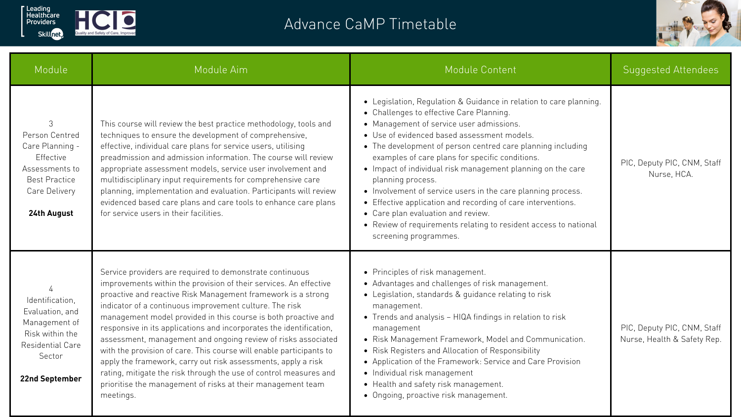# Advance CaMP Timetable

| Module | Module Aim | Module Content | Suggested Attendees |
|---|---|---|---|
| 3<br>Person Centred Care Planning - Effective Assessments to Best Practice Care Delivery<br><br>**24th August** | This course will review the best practice methodology, tools and techniques to ensure the development of comprehensive, effective, individual care plans for service users, utilising preadmission and admission information. The course will review appropriate assessment models, service user involvement and multidisciplinary input requirements for comprehensive care planning, implementation and evaluation. Participants will review evidenced based care plans and care tools to enhance care plans for service users in their facilities. | • Legislation, Regulation & Guidance in relation to care planning.<br>• Challenges to effective Care Planning.<br>• Management of service user admissions.<br>• Use of evidenced based assessment models.<br>• The development of person centred care planning including examples of care plans for specific conditions.<br>• Impact of individual risk management planning on the care planning process.<br>• Involvement of service users in the care planning process.<br>• Effective application and recording of care interventions.<br>• Care plan evaluation and review.<br>• Review of requirements relating to resident access to national screening programmes. | PIC, Deputy PIC, CNM, Staff Nurse, HCA. |
| 4<br>Identification, Evaluation, and Management of Risk within the Residential Care Sector<br><br>**22nd September** | Service providers are required to demonstrate continuous improvements within the provision of their services. An effective proactive and reactive Risk Management framework is a strong indicator of a continuous improvement culture. The risk management model provided in this course is both proactive and responsive in its applications and incorporates the identification, assessment, management and ongoing review of risks associated with the provision of care. This course will enable participants to apply the framework, carry out risk assessments, apply a risk rating, mitigate the risk through the use of control measures and prioritise the management of risks at their management team meetings. | • Principles of risk management.<br>• Advantages and challenges of risk management.<br>• Legislation, standards & guidance relating to risk management.<br>• Trends and analysis – HIQA findings in relation to risk management<br>• Risk Management Framework, Model and Communication.<br>• Risk Registers and Allocation of Responsibility<br>• Application of the Framework: Service and Care Provision<br>• Individual risk management<br>• Health and safety risk management.<br>• Ongoing, proactive risk management. | PIC, Deputy PIC, CNM, Staff Nurse, Health & Safety Rep. |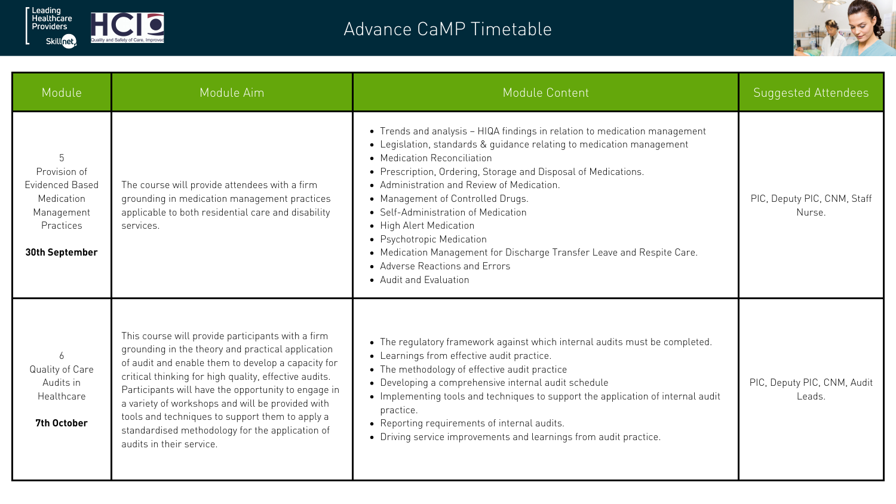# Advance CaMP Timetable

| Module | Module Aim | Module Content | Suggested Attendees |
| --- | --- | --- | --- |
| 5<br>Provision of Evidenced Based Medication Management Practices<br><br>**30th September** | The course will provide attendees with a firm grounding in medication management practices applicable to both residential care and disability services. | • Trends and analysis – HIQA findings in relation to medication management<br>• Legislation, standards & guidance relating to medication management<br>• Medication Reconciliation<br>• Prescription, Ordering, Storage and Disposal of Medications.<br>• Administration and Review of Medication.<br>• Management of Controlled Drugs.<br>• Self-Administration of Medication<br>• High Alert Medication<br>• Psychotropic Medication<br>• Medication Management for Discharge Transfer Leave and Respite Care.<br>• Adverse Reactions and Errors<br>• Audit and Evaluation | PIC, Deputy PIC, CNM, Staff Nurse. |
| 6<br>Quality of Care Audits in Healthcare<br><br>**7th October** | This course will provide participants with a firm grounding in the theory and practical application of audit and enable them to develop a capacity for critical thinking for high quality, effective audits. Participants will have the opportunity to engage in a variety of workshops and will be provided with tools and techniques to support them to apply a standardised methodology for the application of audits in their service. | • The regulatory framework against which internal audits must be completed.<br>• Learnings from effective audit practice.<br>• The methodology of effective audit practice<br>• Developing a comprehensive internal audit schedule<br>• Implementing tools and techniques to support the application of internal audit practice.<br>• Reporting requirements of internal audits.<br>• Driving service improvements and learnings from audit practice. | PIC, Deputy PIC, CNM, Audit Leads. |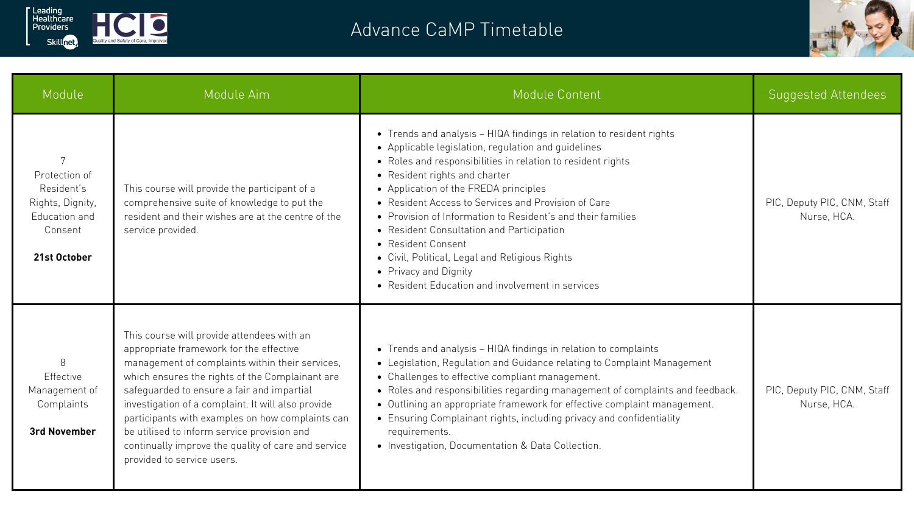# Advance CaMP Timetable

| Module | Module Aim | Module Content | Suggested Attendees |
| --- | --- | --- | --- |
| 7 Protection of Resident's Rights, Dignity, Education and Consent **21st October** | This course will provide the participant of a comprehensive suite of knowledge to put the resident and their wishes are at the centre of the service provided. | • Trends and analysis – HIQA findings in relation to resident rights<br>• Applicable legislation, regulation and guidelines<br>• Roles and responsibilities in relation to resident rights<br>• Resident rights and charter<br>• Application of the FREDA principles<br>• Resident Access to Services and Provision of Care<br>• Provision of Information to Resident's and their families<br>• Resident Consultation and Participation<br>• Resident Consent<br>• Civil, Political, Legal and Religious Rights<br>• Privacy and Dignity<br>• Resident Education and involvement in services | PIC, Deputy PIC, CNM, Staff Nurse, HCA. |
| 8 Effective Management of Complaints **3rd November** | This course will provide attendees with an appropriate framework for the effective management of complaints within their services, which ensures the rights of the Complainant are safeguarded to ensure a fair and impartial investigation of a complaint. It will also provide participants with examples on how complaints can be utilised to inform service provision and continually improve the quality of care and service provided to service users. | • Trends and analysis – HIQA findings in relation to complaints<br>• Legislation, Regulation and Guidance relating to Complaint Management<br>• Challenges to effective compliant management.<br>• Roles and responsibilities regarding management of complaints and feedback.<br>• Outlining an appropriate framework for effective complaint management.<br>• Ensuring Complainant rights, including privacy and confidentiality requirements.<br>• Investigation, Documentation & Data Collection. | PIC, Deputy PIC, CNM, Staff Nurse, HCA. |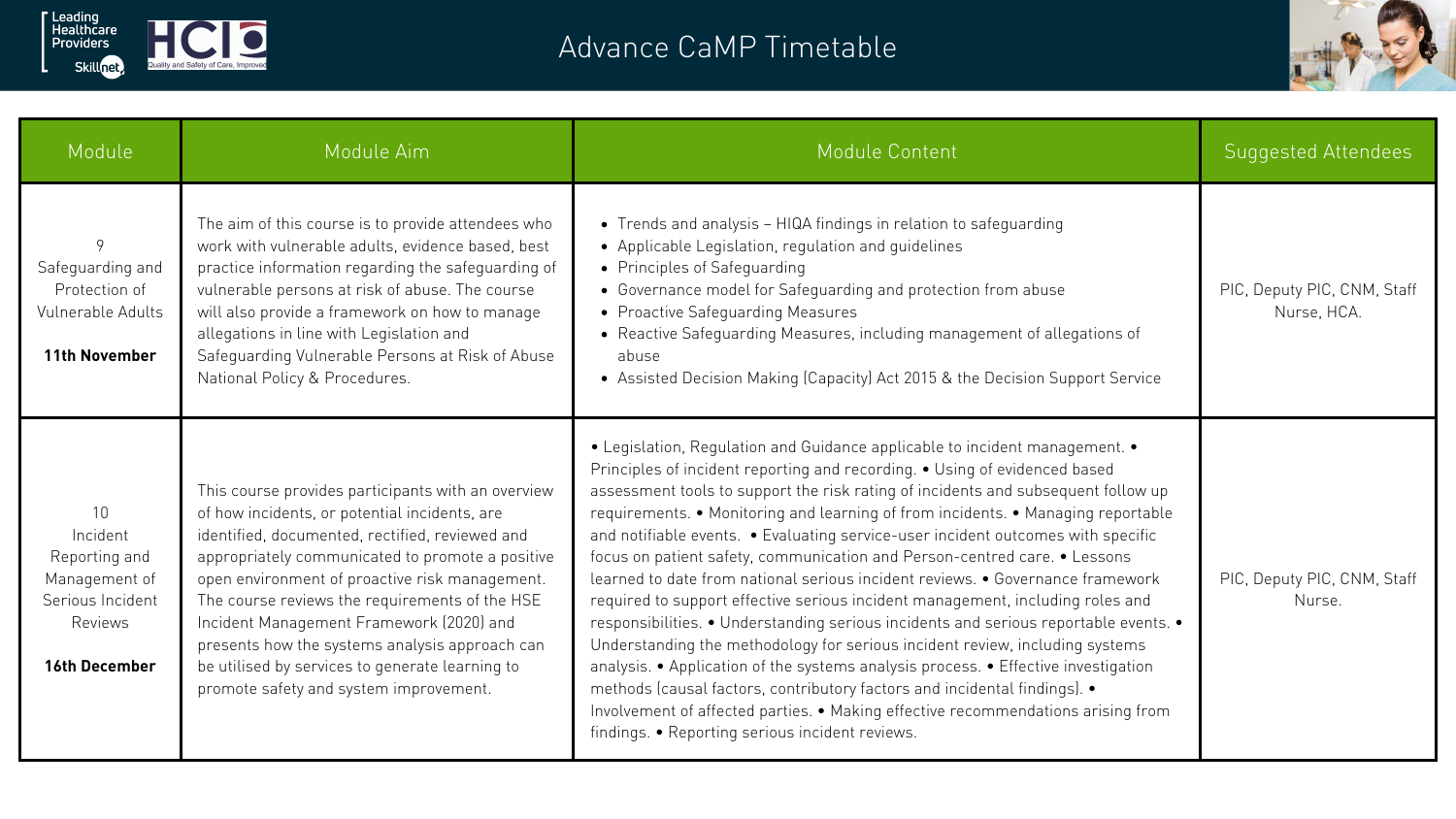# Advance CaMP Timetable

| Module | Module Aim | Module Content | Suggested Attendees |
|---|---|---|---|
| 9 Safeguarding and Protection of Vulnerable Adults **11th November** | The aim of this course is to provide attendees who work with vulnerable adults, evidence based, best practice information regarding the safeguarding of vulnerable persons at risk of abuse. The course will also provide a framework on how to manage allegations in line with Legislation and Safeguarding Vulnerable Persons at Risk of Abuse National Policy & Procedures. | • Trends and analysis – HIQA findings in relation to safeguarding • Applicable Legislation, regulation and guidelines • Principles of Safeguarding • Governance model for Safeguarding and protection from abuse • Proactive Safeguarding Measures • Reactive Safeguarding Measures, including management of allegations of abuse • Assisted Decision Making (Capacity) Act 2015 & the Decision Support Service | PIC, Deputy PIC, CNM, Staff Nurse, HCA. |
| 10 Incident Reporting and Management of Serious Incident Reviews **16th December** | This course provides participants with an overview of how incidents, or potential incidents, are identified, documented, rectified, reviewed and appropriately communicated to promote a positive open environment of proactive risk management. The course reviews the requirements of the HSE Incident Management Framework (2020) and presents how the systems analysis approach can be utilised by services to generate learning to promote safety and system improvement. | • Legislation, Regulation and Guidance applicable to incident management. • Principles of incident reporting and recording. • Using of evidenced based assessment tools to support the risk rating of incidents and subsequent follow up requirements. • Monitoring and learning of from incidents. • Managing reportable and notifiable events. • Evaluating service-user incident outcomes with specific focus on patient safety, communication and Person-centred care. • Lessons learned to date from national serious incident reviews. • Governance framework required to support effective serious incident management, including roles and responsibilities. • Understanding serious incidents and serious reportable events. • Understanding the methodology for serious incident review, including systems analysis. • Application of the systems analysis process. • Effective investigation methods (causal factors, contributory factors and incidental findings). • Involvement of affected parties. • Making effective recommendations arising from findings. • Reporting serious incident reviews. | PIC, Deputy PIC, CNM, Staff Nurse. |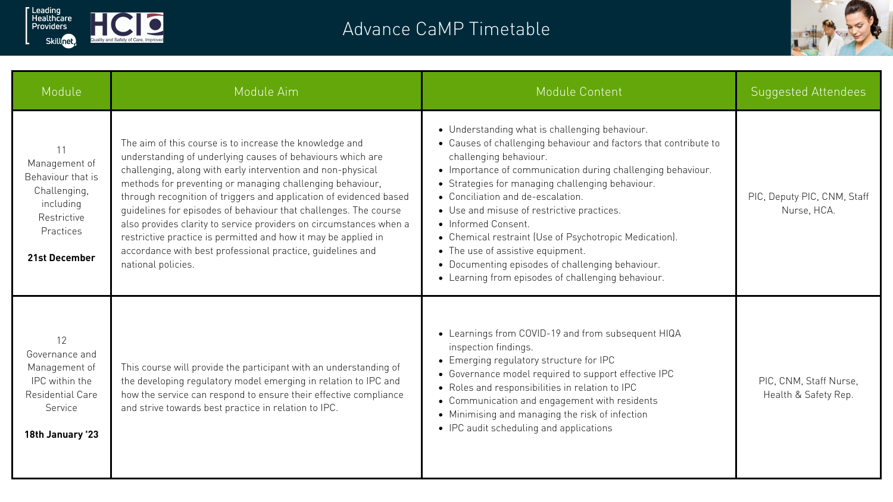# Advance CaMP Timetable

| Module | Module Aim | Module Content | Suggested Attendees |
|---|---|---|---|
| 11 Management of Behaviour that is Challenging, including Restrictive Practices<br><br>**21st December** | The aim of this course is to increase the knowledge and understanding of underlying causes of behaviours which are challenging, along with early intervention and non-physical methods for preventing or managing challenging behaviour, through recognition of triggers and application of evidenced based guidelines for episodes of behaviour that challenges. The course also provides clarity to service providers on circumstances when a restrictive practice is permitted and how it may be applied in accordance with best professional practice, guidelines and national policies. | • Understanding what is challenging behaviour.<br>• Causes of challenging behaviour and factors that contribute to challenging behaviour.<br>• Importance of communication during challenging behaviour.<br>• Strategies for managing challenging behaviour.<br>• Conciliation and de-escalation.<br>• Use and misuse of restrictive practices.<br>• Informed Consent.<br>• Chemical restraint (Use of Psychotropic Medication).<br>• The use of assistive equipment.<br>• Documenting episodes of challenging behaviour.<br>• Learning from episodes of challenging behaviour. | PIC, Deputy PIC, CNM, Staff Nurse, HCA. |
| 12 Governance and Management of IPC within the Residential Care Service<br><br>**18th January '23** | This course will provide the participant with an understanding of the developing regulatory model emerging in relation to IPC and how the service can respond to ensure their effective compliance and strive towards best practice in relation to IPC. | • Learnings from COVID-19 and from subsequent HIQA inspection findings.<br>• Emerging regulatory structure for IPC<br>• Governance model required to support effective IPC<br>• Roles and responsibilities in relation to IPC<br>• Communication and engagement with residents<br>• Minimising and managing the risk of infection<br>• IPC audit scheduling and applications | PIC, CNM, Staff Nurse, Health & Safety Rep. |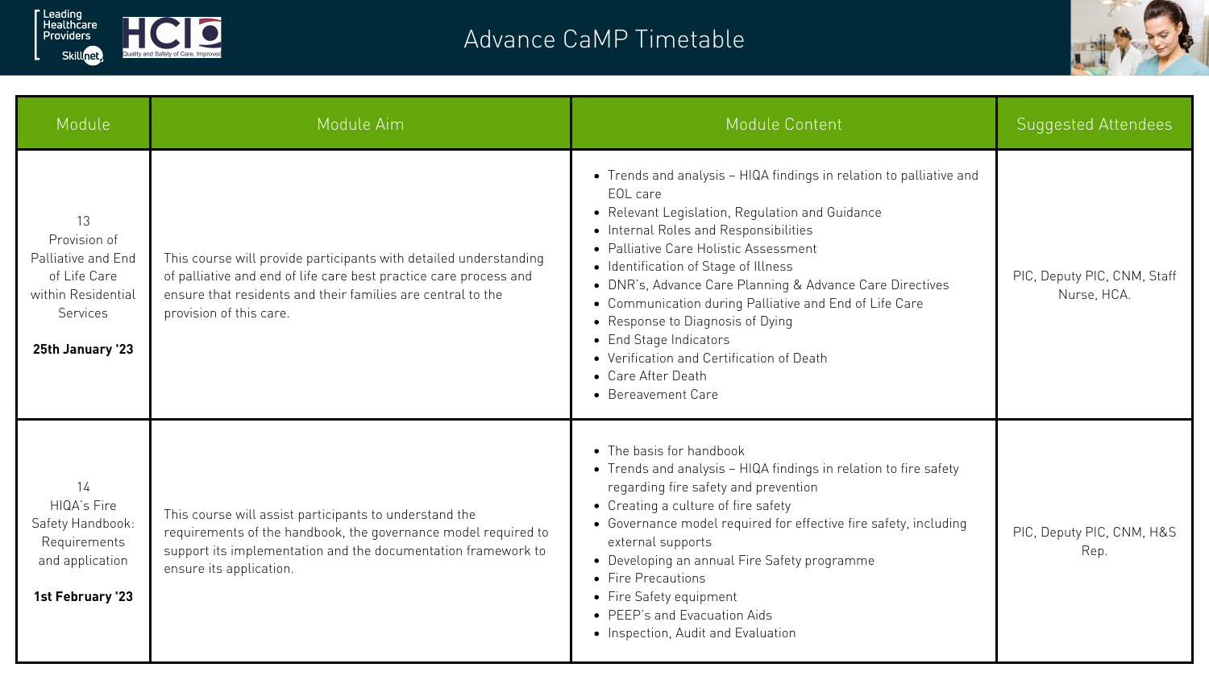# Advance CaMP Timetable

| Module | Module Aim | Module Content | Suggested Attendees |
|---|---|---|---|
| 13<br>Provision of Palliative and End of Life Care within Residential Services<br><br>**25th January '23** | This course will provide participants with detailed understanding of palliative and end of life care best practice care process and ensure that residents and their families are central to the provision of this care. | • Trends and analysis – HIQA findings in relation to palliative and EOL care<br>• Relevant Legislation, Regulation and Guidance<br>• Internal Roles and Responsibilities<br>• Palliative Care Holistic Assessment<br>• Identification of Stage of Illness<br>• DNR's, Advance Care Planning & Advance Care Directives<br>• Communication during Palliative and End of Life Care<br>• Response to Diagnosis of Dying<br>• End Stage Indicators<br>• Verification and Certification of Death<br>• Care After Death<br>• Bereavement Care | PIC, Deputy PIC, CNM, Staff Nurse, HCA. |
| 14<br>HIQA's Fire Safety Handbook: Requirements and application<br><br>**1st February '23** | This course will assist participants to understand the requirements of the handbook, the governance model required to support its implementation and the documentation framework to ensure its application. | • The basis for handbook<br>• Trends and analysis – HIQA findings in relation to fire safety regarding fire safety and prevention<br>• Creating a culture of fire safety<br>• Governance model required for effective fire safety, including external supports<br>• Developing an annual Fire Safety programme<br>• Fire Precautions<br>• Fire Safety equipment<br>• PEEP's and Evacuation Aids<br>• Inspection, Audit and Evaluation | PIC, Deputy PIC, CNM, H&S Rep. |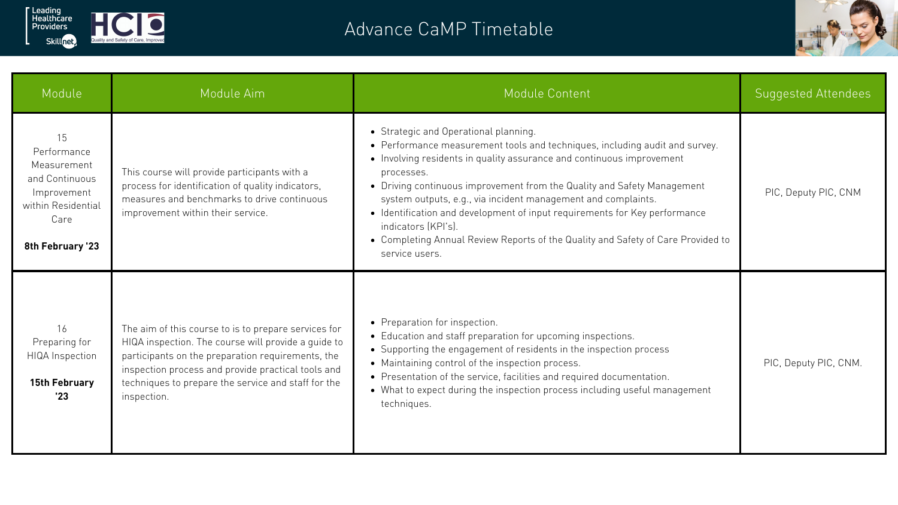# Advance CaMP Timetable

| Module | Module Aim | Module Content | Suggested Attendees |
|---|---|---|---|
| 15 Performance Measurement and Continuous Improvement within Residential Care<br><br>**8th February '23** | This course will provide participants with a process for identification of quality indicators, measures and benchmarks to drive continuous improvement within their service. | • Strategic and Operational planning.<br>• Performance measurement tools and techniques, including audit and survey.<br>• Involving residents in quality assurance and continuous improvement processes.<br>• Driving continuous improvement from the Quality and Safety Management system outputs, e.g., via incident management and complaints.<br>• Identification and development of input requirements for Key performance indicators (KPI's).<br>• Completing Annual Review Reports of the Quality and Safety of Care Provided to service users. | PIC, Deputy PIC, CNM |
| 16 Preparing for HIQA Inspection<br><br>**15th February '23** | The aim of this course to is to prepare services for HIQA inspection. The course will provide a guide to participants on the preparation requirements, the inspection process and provide practical tools and techniques to prepare the service and staff for the inspection. | • Preparation for inspection.<br>• Education and staff preparation for upcoming inspections.<br>• Supporting the engagement of residents in the inspection process<br>• Maintaining control of the inspection process.<br>• Presentation of the service, facilities and required documentation.<br>• What to expect during the inspection process including useful management techniques. | PIC, Deputy PIC, CNM. |